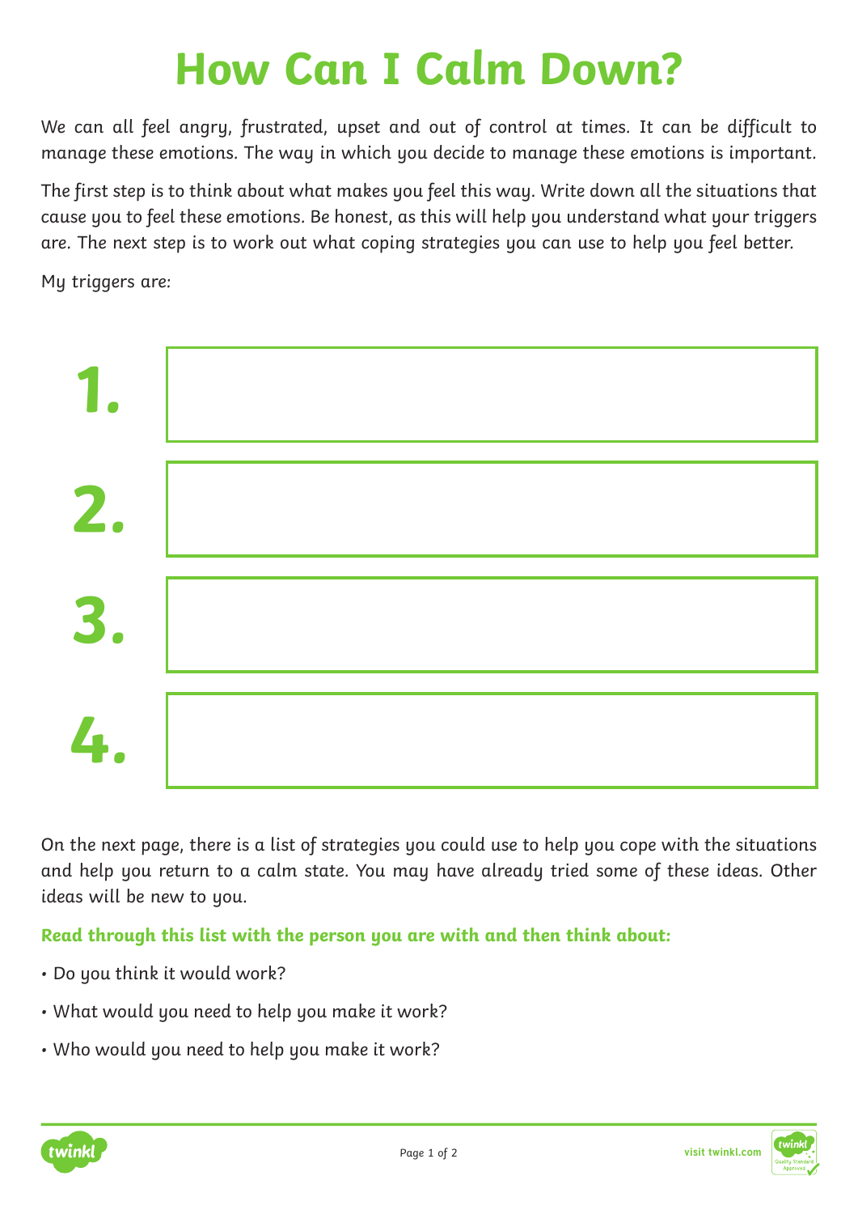# How Can I Calm Down?

We can all feel angry, frustrated, upset and out of control at times. It can be difficult to manage these emotions. The way in which you decide to manage these emotions is important.

The first step is to think about what makes you feel this way. Write down all the situations that cause you to feel these emotions. Be honest, as this will help you understand what your triggers are. The next step is to work out what coping strategies you can use to help you feel better.

My triggers are:

1. 

2. 

3. 

4. 

On the next page, there is a list of strategies you could use to help you cope with the situations and help you return to a calm state. You may have already tried some of these ideas. Other ideas will be new to you.

**Read through this list with the person you are with and then think about:**

- Do you think it would work?
- What would you need to help you make it work?
- Who would you need to help you make it work?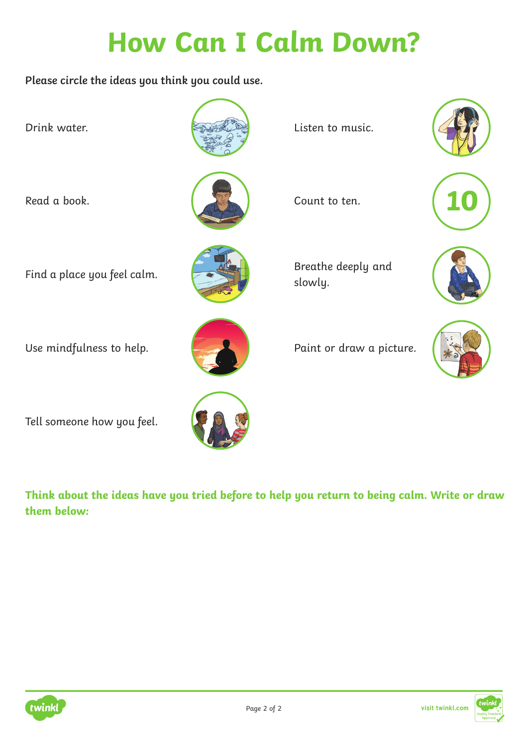# How Can I Calm Down?

**Please circle the ideas you think you could use.**

Drink water.

Listen to music.

Read a book.

Count to ten.

Find a place you feel calm.

Breathe deeply and slowly.

Use mindfulness to help.

Paint or draw a picture.

Tell someone how you feel.

**Think about the ideas have you tried before to help you return to being calm. Write or draw them below:**